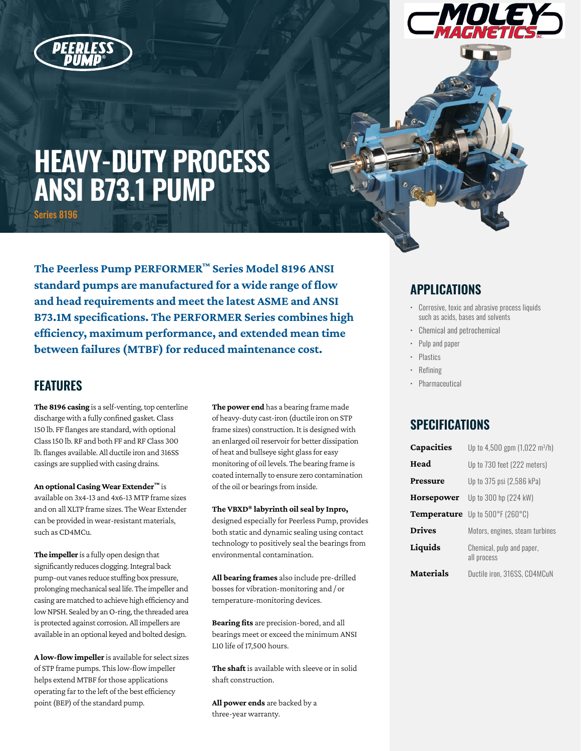# HEAVY-DUTY PROCESS ANSI B73.1 PUMP

Series 8196

**The Peerless Pump PERFORMER™ Series Model 8196 ANSI standard pumps are manufactured for a wide range of flow and head requirements and meet the latest ASME and ANSI B73.1M specifications. The PERFORMER Series combines high efficiency, maximum performance, and extended mean time between failures (MTBF) for reduced maintenance cost.**

## FEATURES

**The 8196 casing** is a self-venting, top centerline discharge with a fully confined gasket. Class 150 lb. FF flanges are standard, with optional Class 150 lb. RF and both FF and RF Class 300 lb. flanges available. All ductile iron and 316SS casings are supplied with casing drains.

**An optional Casing Wear Extender™** is available on 3x4-13 and 4x6-13 MTP frame sizes and on all XLTP frame sizes. The Wear Extender can be provided in wear-resistant materials, such as CD4MCu.

**The impeller** is a fully open design that significantly reduces clogging. Integral back pump-out vanes reduce stuffing box pressure, prolonging mechanical seal life. The impeller and casing are matched to achieve high efficiency and low NPSH. Sealed by an O-ring, the threaded area is protected against corrosion. All impellers are available in an optional keyed and bolted design.

**A low-flow impeller** is available for select sizes of STP frame pumps. This low-flow impeller helps extend MTBF for those applications operating far to the left of the best efficiency point (BEP) of the standard pump.

**The power end** has a bearing frame made of heavy-duty cast-iron (ductile iron on STP frame sizes) construction. It is designed with an enlarged oil reservoir for better dissipation of heat and bullseye sight glass for easy monitoring of oil levels. The bearing frame is coated internally to ensure zero contamination of the oil or bearings from inside.

**The VBXD® labyrinth oil seal by Inpro,** designed especially for Peerless Pump, provides both static and dynamic sealing using contact technology to positively seal the bearings from environmental contamination.

**All bearing frames** also include pre-drilled bosses for vibration-monitoring and / or temperature-monitoring devices.

**Bearing fits** are precision-bored, and all bearings meet or exceed the minimum ANSI L10 life of 17,500 hours.

**The shaft** is available with sleeve or in solid shaft construction.

**All power ends** are backed by a three-year warranty.

## APPLICATIONS

- Corrosive, toxic and abrasive process liquids such as acids, bases and solvents
- Chemical and petrochemical
- Pulp and paper
- Plastics
- Refining
- Pharmaceutical

## SPECIFICATIONS

| | |
|---|---|
| **Capacities** | Up to 4,500 gpm (1,022 m³/h) |
| **Head** | Up to 730 feet (222 meters) |
| **Pressure** | Up to 375 psi (2,586 kPa) |
| **Horsepower** | Up to 300 hp (224 kW) |
| **Temperature** | Up to 500°F (260°C) |
| **Drives** | Motors, engines, steam turbines |
| **Liquids** | Chemical, pulp and paper, all process |
| **Materials** | Ductile iron, 316SS, CD4MCuN |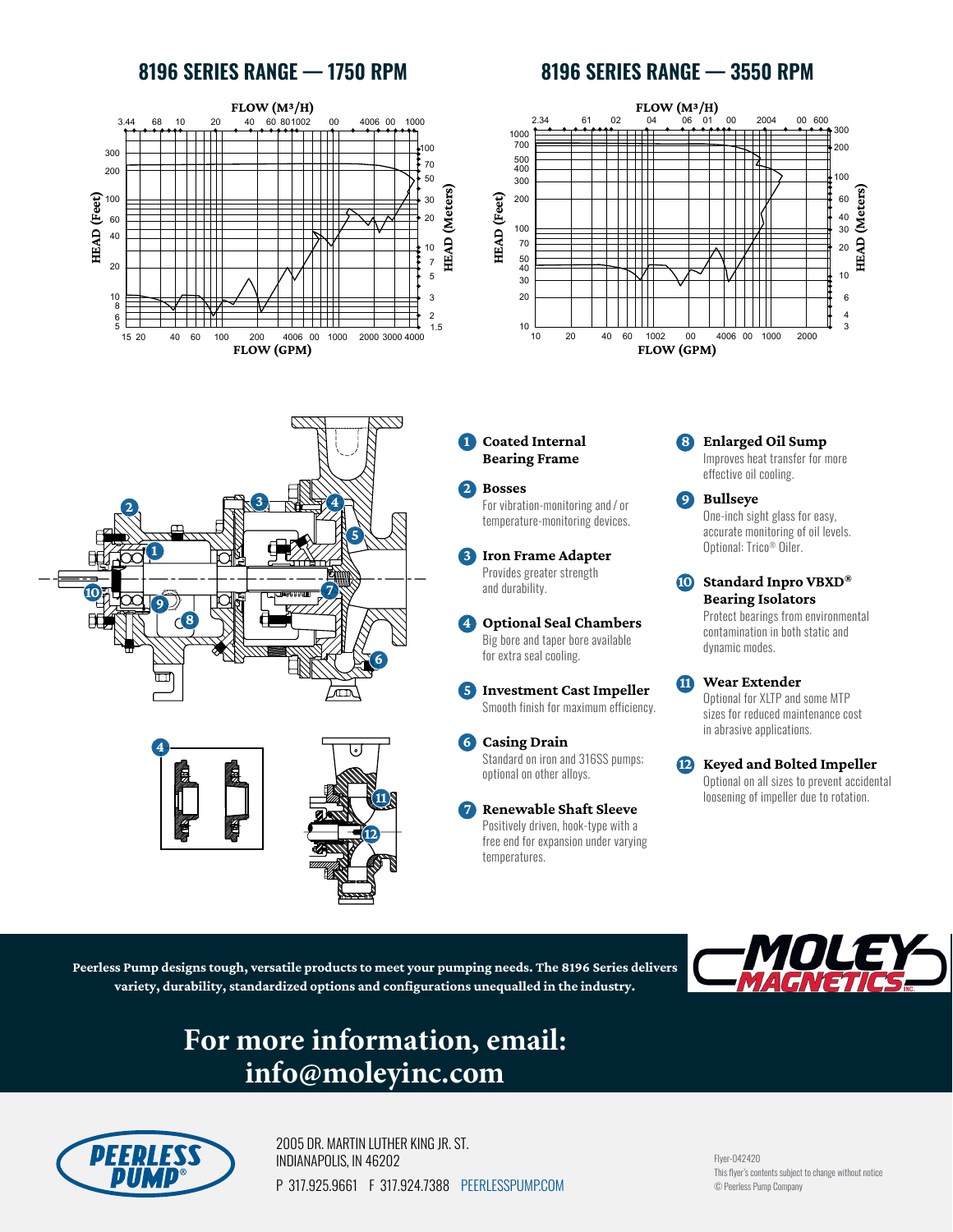## 8196 SERIES RANGE — 1750 RPM

FLOW (M³/H)

3.44 68 10 20 40 60 801002 00 4006 00 1000

HEAD (Feet)

300 200 100 60 40 20 10 8 6 5

HEAD (Meters)

100 70 50 30 20 10 7 5 3 2 1.5

15 20 40 60 100 200 4006 00 1000 2000 3000 4000

FLOW (GPM)

## 8196 SERIES RANGE — 3550 RPM

FLOW (M³/H)

2.34 61 02 04 06 01 00 2004 00 600

HEAD (Feet)

1000 700 500 400 300 200 100 70 50 40 30 20 10

HEAD (Meters)

300 200 100 60 40 30 20 10 6 4 3

10 20 40 60 1002 00 4006 00 1000 2000

FLOW (GPM)

**1 Coated Internal Bearing Frame**

**2 Bosses**
For vibration-monitoring and / or temperature-monitoring devices.

**3 Iron Frame Adapter**
Provides greater strength and durability.

**4 Optional Seal Chambers**
Big bore and taper bore available for extra seal cooling.

**5 Investment Cast Impeller**
Smooth finish for maximum efficiency.

**6 Casing Drain**
Standard on iron and 316SS pumps; optional on other alloys.

**7 Renewable Shaft Sleeve**
Positively driven, hook-type with a free end for expansion under varying temperatures.

**8 Enlarged Oil Sump**
Improves heat transfer for more effective oil cooling.

**9 Bullseye**
One-inch sight glass for easy, accurate monitoring of oil levels. Optional: Trico® Oiler.

**10 Standard Inpro VBXD® Bearing Isolators**
Protect bearings from environmental contamination in both static and dynamic modes.

**11 Wear Extender**
Optional for XLTP and some MTP sizes for reduced maintenance cost in abrasive applications.

**12 Keyed and Bolted Impeller**
Optional on all sizes to prevent accidental loosening of impeller due to rotation.

**Peerless Pump designs tough, versatile products to meet your pumping needs. The 8196 Series delivers variety, durability, standardized options and configurations unequalled in the industry.**

MOLEY MAGNETICS INC.

# For more information, email: info@moleyinc.com

PEERLESS PUMP®

2005 DR. MARTIN LUTHER KING JR. ST.
INDIANAPOLIS, IN 46202

P 317.925.9661 F 317.924.7388 PEERLESSPUMP.COM

Flyer-042420
This flyer's contents subject to change without notice
© Peerless Pump Company